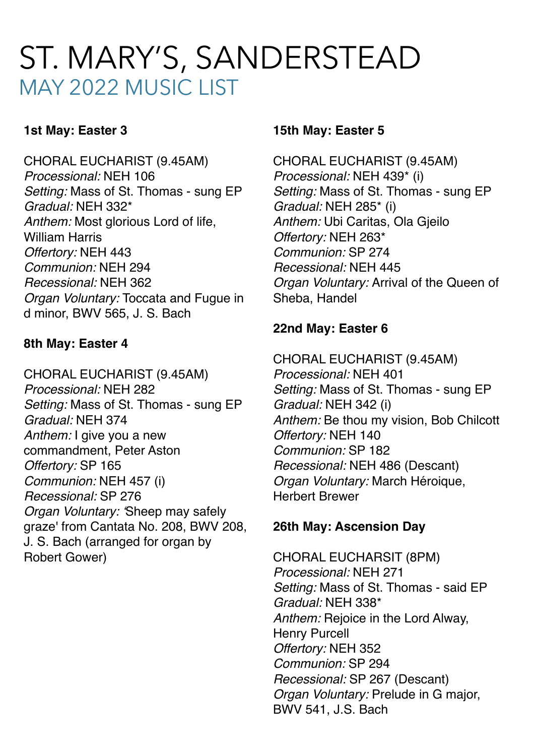# ST. MARY'S, SANDERSTEAD

## MAY 2022 MUSIC LIST

**1st May: Easter 3**

CHORAL EUCHARIST (9.45AM)
*Processional:* NEH 106
*Setting:* Mass of St. Thomas - sung EP
*Gradual:* NEH 332*
*Anthem:* Most glorious Lord of life, William Harris
*Offertory:* NEH 443
*Communion:* NEH 294
*Recessional:* NEH 362
*Organ Voluntary:* Toccata and Fugue in d minor, BWV 565, J. S. Bach

**8th May: Easter 4**

CHORAL EUCHARIST (9.45AM)
*Processional:* NEH 282
*Setting:* Mass of St. Thomas - sung EP
*Gradual:* NEH 374
*Anthem:* I give you a new commandment, Peter Aston
*Offertory:* SP 165
*Communion:* NEH 457 (i)
*Recessional:* SP 276
*Organ Voluntary:* 'Sheep may safely graze' from Cantata No. 208, BWV 208, J. S. Bach (arranged for organ by Robert Gower)

**15th May: Easter 5**

CHORAL EUCHARIST (9.45AM)
*Processional:* NEH 439* (i)
*Setting:* Mass of St. Thomas - sung EP
*Gradual:* NEH 285* (i)
*Anthem:* Ubi Caritas, Ola Gjeilo
*Offertory:* NEH 263*
*Communion:* SP 274
*Recessional:* NEH 445
*Organ Voluntary:* Arrival of the Queen of Sheba, Handel

**22nd May: Easter 6**

CHORAL EUCHARIST (9.45AM)
*Processional:* NEH 401
*Setting:* Mass of St. Thomas - sung EP
*Gradual:* NEH 342 (i)
*Anthem:* Be thou my vision, Bob Chilcott
*Offertory:* NEH 140
*Communion:* SP 182
*Recessional:* NEH 486 (Descant)
*Organ Voluntary:* March Héroique, Herbert Brewer

**26th May: Ascension Day**

CHORAL EUCHARSIT (8PM)
*Processional:* NEH 271
*Setting:* Mass of St. Thomas - said EP
*Gradual:* NEH 338*
*Anthem:* Rejoice in the Lord Alway, Henry Purcell
*Offertory:* NEH 352
*Communion:* SP 294
*Recessional:* SP 267 (Descant)
*Organ Voluntary:* Prelude in G major, BWV 541, J.S. Bach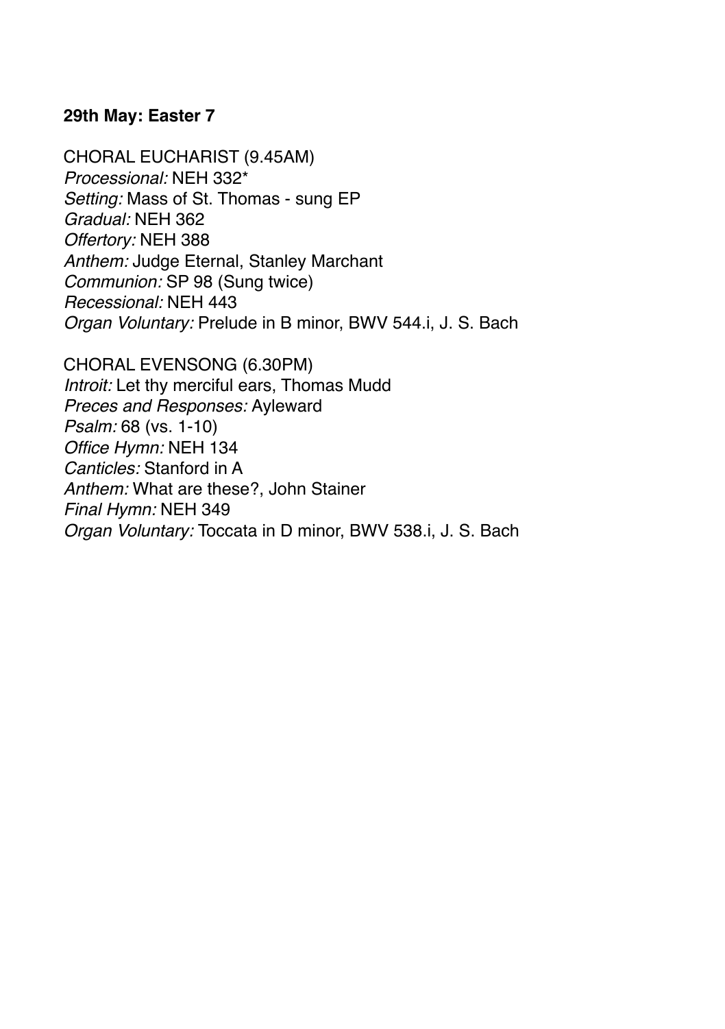**29th May: Easter 7**

CHORAL EUCHARIST (9.45AM)
*Processional:* NEH 332*
*Setting:* Mass of St. Thomas - sung EP
*Gradual:* NEH 362
*Offertory:* NEH 388
*Anthem:* Judge Eternal, Stanley Marchant
*Communion:* SP 98 (Sung twice)
*Recessional:* NEH 443
*Organ Voluntary:* Prelude in B minor, BWV 544.i, J. S. Bach

CHORAL EVENSONG (6.30PM)
*Introit:* Let thy merciful ears, Thomas Mudd
*Preces and Responses:* Ayleward
*Psalm:* 68 (vs. 1-10)
*Office Hymn:* NEH 134
*Canticles:* Stanford in A
*Anthem:* What are these?, John Stainer
*Final Hymn:* NEH 349
*Organ Voluntary:* Toccata in D minor, BWV 538.i, J. S. Bach